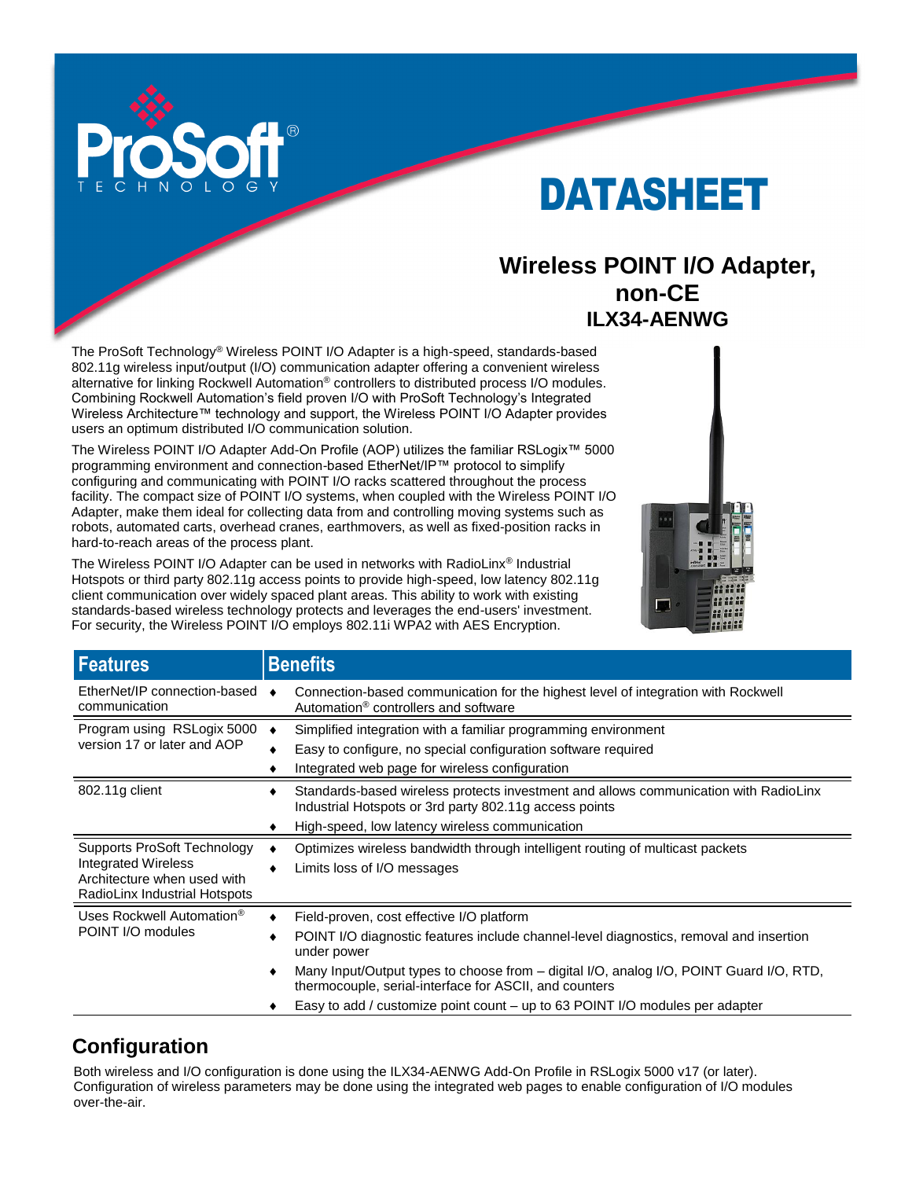# DATASHEET

## Wireless POINT I/O Adapter, non-CE

### ILX34-AENWG

The ProSoft Technology® Wireless POINT I/O Adapter is a high-speed, standards-based 802.11g wireless input/output (I/O) communication adapter offering a convenient wireless alternative for linking Rockwell Automation® controllers to distributed process I/O modules. Combining Rockwell Automation's field proven I/O with ProSoft Technology's Integrated Wireless Architecture™ technology and support, the Wireless POINT I/O Adapter provides users an optimum distributed I/O communication solution.

The Wireless POINT I/O Adapter Add-On Profile (AOP) utilizes the familiar RSLogix™ 5000 programming environment and connection-based EtherNet/IP™ protocol to simplify configuring and communicating with POINT I/O racks scattered throughout the process facility. The compact size of POINT I/O systems, when coupled with the Wireless POINT I/O Adapter, make them ideal for collecting data from and controlling moving systems such as robots, automated carts, overhead cranes, earthmovers, as well as fixed-position racks in hard-to-reach areas of the process plant.

The Wireless POINT I/O Adapter can be used in networks with RadioLinx® Industrial Hotspots or third party 802.11g access points to provide high-speed, low latency 802.11g client communication over widely spaced plant areas. This ability to work with existing standards-based wireless technology protects and leverages the end-users' investment. For security, the Wireless POINT I/O employs 802.11i WPA2 with AES Encryption.

| Features | Benefits |
|---|---|
| EtherNet/IP connection-based communication | ♦ Connection-based communication for the highest level of integration with Rockwell Automation® controllers and software |
| Program using RSLogix 5000 version 17 or later and AOP | ♦ Simplified integration with a familiar programming environment<br>♦ Easy to configure, no special configuration software required<br>♦ Integrated web page for wireless configuration |
| 802.11g client | ♦ Standards-based wireless protects investment and allows communication with RadioLinx Industrial Hotspots or 3rd party 802.11g access points<br>♦ High-speed, low latency wireless communication |
| Supports ProSoft Technology Integrated Wireless Architecture when used with RadioLinx Industrial Hotspots | ♦ Optimizes wireless bandwidth through intelligent routing of multicast packets<br>♦ Limits loss of I/O messages |
| Uses Rockwell Automation® POINT I/O modules | ♦ Field-proven, cost effective I/O platform<br>♦ POINT I/O diagnostic features include channel-level diagnostics, removal and insertion under power<br>♦ Many Input/Output types to choose from – digital I/O, analog I/O, POINT Guard I/O, RTD, thermocouple, serial-interface for ASCII, and counters<br>♦ Easy to add / customize point count – up to 63 POINT I/O modules per adapter |

## Configuration

Both wireless and I/O configuration is done using the ILX34-AENWG Add-On Profile in RSLogix 5000 v17 (or later). Configuration of wireless parameters may be done using the integrated web pages to enable configuration of I/O modules over-the-air.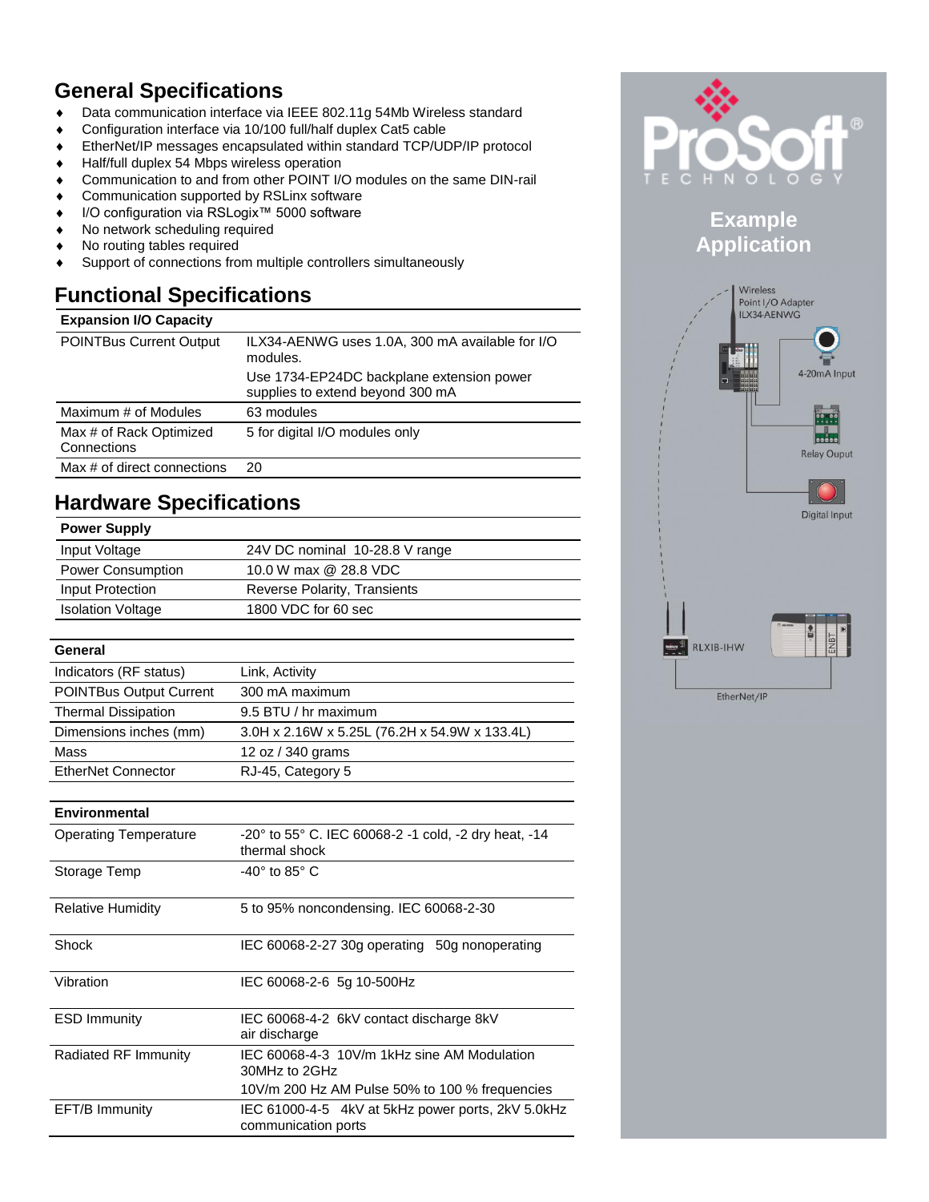## General Specifications

- Data communication interface via IEEE 802.11g 54Mb Wireless standard
- Configuration interface via 10/100 full/half duplex Cat5 cable
- EtherNet/IP messages encapsulated within standard TCP/UDP/IP protocol
- Half/full duplex 54 Mbps wireless operation
- Communication to and from other POINT I/O modules on the same DIN-rail
- Communication supported by RSLinx software
- I/O configuration via RSLogix™ 5000 software
- No network scheduling required
- No routing tables required
- Support of connections from multiple controllers simultaneously

## Functional Specifications

| **Expansion I/O Capacity** | |
|---|---|
| POINTBus Current Output | ILX34-AENWG uses 1.0A, 300 mA available for I/O modules.<br>Use 1734-EP24DC backplane extension power supplies to extend beyond 300 mA |
| Maximum # of Modules | 63 modules |
| Max # of Rack Optimized Connections | 5 for digital I/O modules only |
| Max # of direct connections | 20 |

## Hardware Specifications

| **Power Supply** | |
|---|---|
| Input Voltage | 24V DC nominal 10-28.8 V range |
| Power Consumption | 10.0 W max @ 28.8 VDC |
| Input Protection | Reverse Polarity, Transients |
| Isolation Voltage | 1800 VDC for 60 sec |

| **General** | |
|---|---|
| Indicators (RF status) | Link, Activity |
| POINTBus Output Current | 300 mA maximum |
| Thermal Dissipation | 9.5 BTU / hr maximum |
| Dimensions inches (mm) | 3.0H x 2.16W x 5.25L (76.2H x 54.9W x 133.4L) |
| Mass | 12 oz / 340 grams |
| EtherNet Connector | RJ-45, Category 5 |

| **Environmental** | |
|---|---|
| Operating Temperature | -20° to 55° C. IEC 60068-2 -1 cold, -2 dry heat, -14 thermal shock |
| Storage Temp | -40° to 85° C |
| Relative Humidity | 5 to 95% noncondensing. IEC 60068-2-30 |
| Shock | IEC 60068-2-27 30g operating 50g nonoperating |
| Vibration | IEC 60068-2-6 5g 10-500Hz |
| ESD Immunity | IEC 60068-4-2 6kV contact discharge 8kV air discharge |
| Radiated RF Immunity | IEC 60068-4-3 10V/m 1kHz sine AM Modulation 30MHz to 2GHz<br>10V/m 200 Hz AM Pulse 50% to 100 % frequencies |
| EFT/B Immunity | IEC 61000-4-5 4kV at 5kHz power ports, 2kV 5.0kHz communication ports |

ProSoft® TECHNOLOGY

## Example Application

Wireless Point I/O Adapter ILX34-AENWG

4-20mA Input

Relay Ouput

Digital Input

RLXIB-IHW

ENBT

EtherNet/IP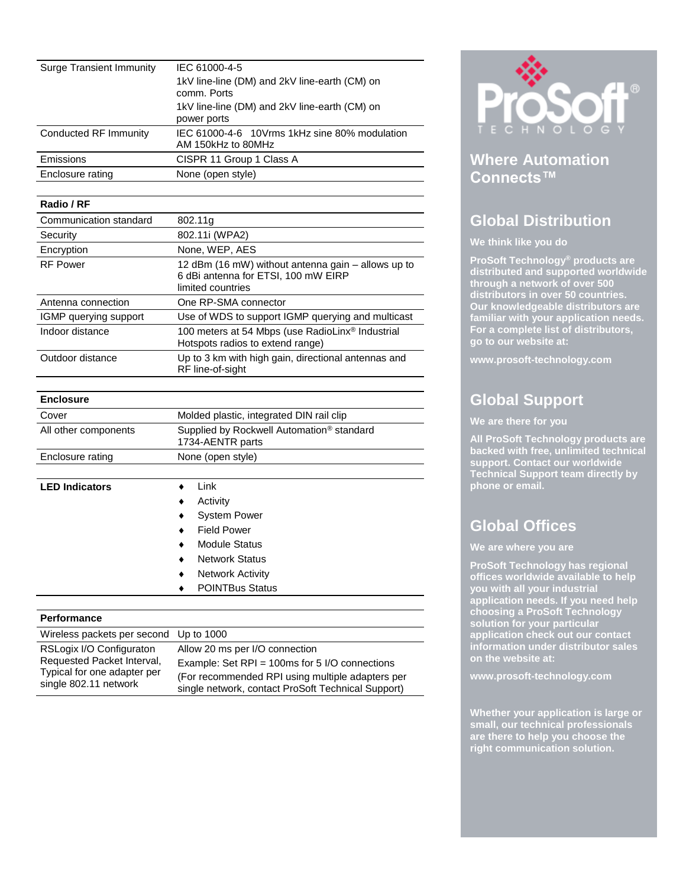| | |
|---|---|
| Surge Transient Immunity | IEC 61000-4-5<br>1kV line-line (DM) and 2kV line-earth (CM) on comm. Ports<br>1kV line-line (DM) and 2kV line-earth (CM) on power ports |
| Conducted RF Immunity | IEC 61000-4-6 10Vrms 1kHz sine 80% modulation AM 150kHz to 80MHz |
| Emissions | CISPR 11 Group 1 Class A |
| Enclosure rating | None (open style) |

| **Radio / RF** | |
|---|---|
| Communication standard | 802.11g |
| Security | 802.11i (WPA2) |
| Encryption | None, WEP, AES |
| RF Power | 12 dBm (16 mW) without antenna gain – allows up to 6 dBi antenna for ETSI, 100 mW EIRP limited countries |
| Antenna connection | One RP-SMA connector |
| IGMP querying support | Use of WDS to support IGMP querying and multicast |
| Indoor distance | 100 meters at 54 Mbps (use RadioLinx® Industrial Hotspots radios to extend range) |
| Outdoor distance | Up to 3 km with high gain, directional antennas and RF line-of-sight |

| **Enclosure** | |
|---|---|
| Cover | Molded plastic, integrated DIN rail clip |
| All other components | Supplied by Rockwell Automation® standard 1734-AENTR parts |
| Enclosure rating | None (open style) |

**LED Indicators**

- Link
- Activity
- System Power
- Field Power
- Module Status
- Network Status
- Network Activity
- POINTBus Status

| **Performance** | |
|---|---|
| Wireless packets per second | Up to 1000 |
| RSLogix I/O Configuraton Requested Packet Interval, Typical for one adapter per single 802.11 network | Allow 20 ms per I/O connection<br>Example: Set RPI = 100ms for 5 I/O connections<br>(For recommended RPI using multiple adapters per single network, contact ProSoft Technical Support) |

ProSoft® TECHNOLOGY

## Where Automation Connects™

## Global Distribution

**We think like you do**

**ProSoft Technology® products are distributed and supported worldwide through a network of over 500 distributors in over 50 countries. Our knowledgeable distributors are familiar with your application needs. For a complete list of distributors, go to our website at:**

**www.prosoft-technology.com**

## Global Support

**We are there for you**

**All ProSoft Technology products are backed with free, unlimited technical support. Contact our worldwide Technical Support team directly by phone or email.**

## Global Offices

**We are where you are**

**ProSoft Technology has regional offices worldwide available to help you with all your industrial application needs. If you need help choosing a ProSoft Technology solution for your particular application check out our contact information under distributor sales on the website at:**

**www.prosoft-technology.com**

**Whether your application is large or small, our technical professionals are there to help you choose the right communication solution.**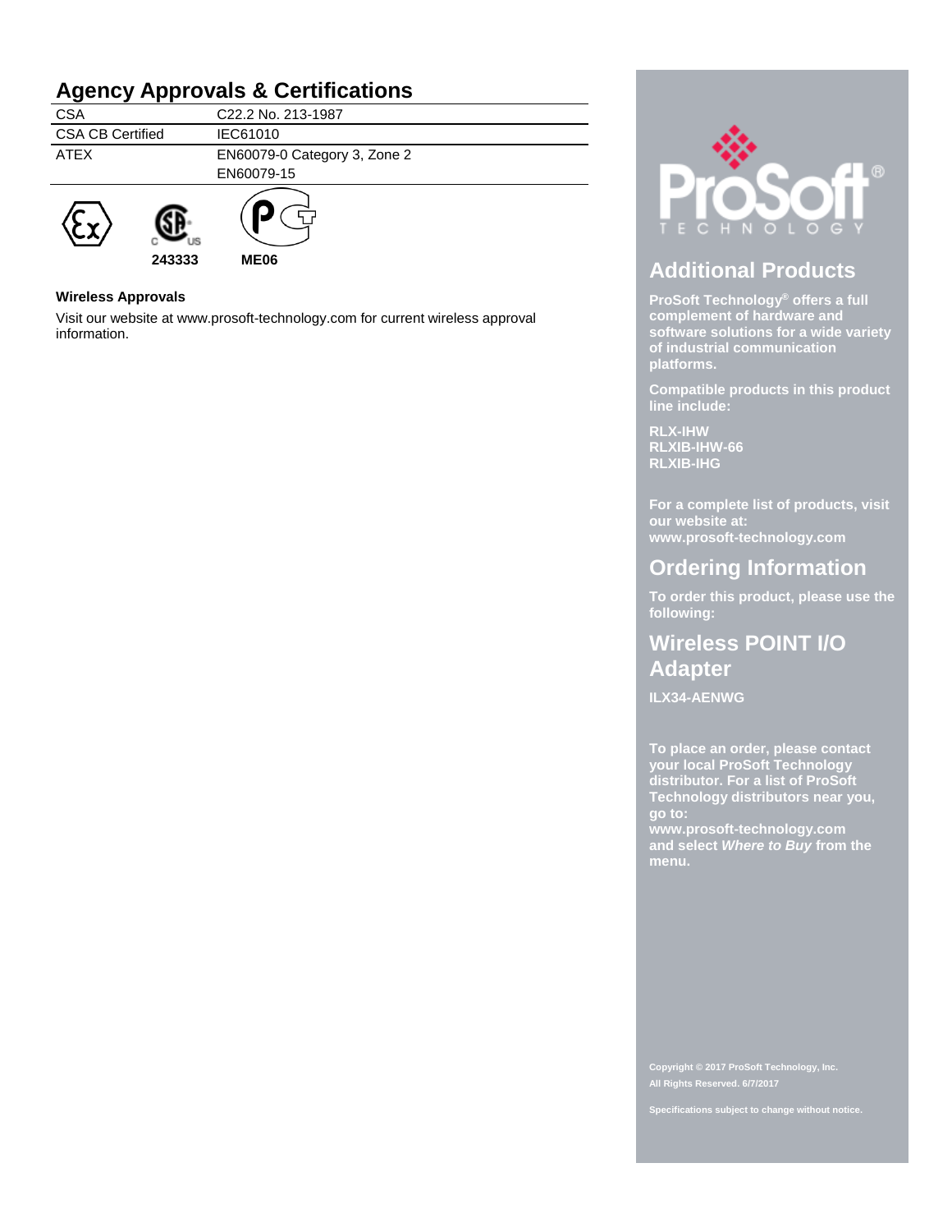## Agency Approvals & Certifications

| | |
|---|---|
| CSA | C22.2 No. 213-1987 |
| CSA CB Certified | IEC61010 |
| ATEX | EN60079-0 Category 3, Zone 2<br>EN60079-15 |

243333 ME06

**Wireless Approvals**

Visit our website at www.prosoft-technology.com for current wireless approval information.

## Additional Products

**ProSoft Technology® offers a full complement of hardware and software solutions for a wide variety of industrial communication platforms.**

**Compatible products in this product line include:**

**RLX-IHW**
**RLXIB-IHW-66**
**RLXIB-IHG**

**For a complete list of products, visit our website at: www.prosoft-technology.com**

## Ordering Information

**To order this product, please use the following:**

## Wireless POINT I/O Adapter

**ILX34-AENWG**

**To place an order, please contact your local ProSoft Technology distributor. For a list of ProSoft Technology distributors near you, go to: www.prosoft-technology.com and select *Where to Buy* from the menu.**

**Copyright © 2017 ProSoft Technology, Inc. All Rights Reserved. 6/7/2017**

**Specifications subject to change without notice.**